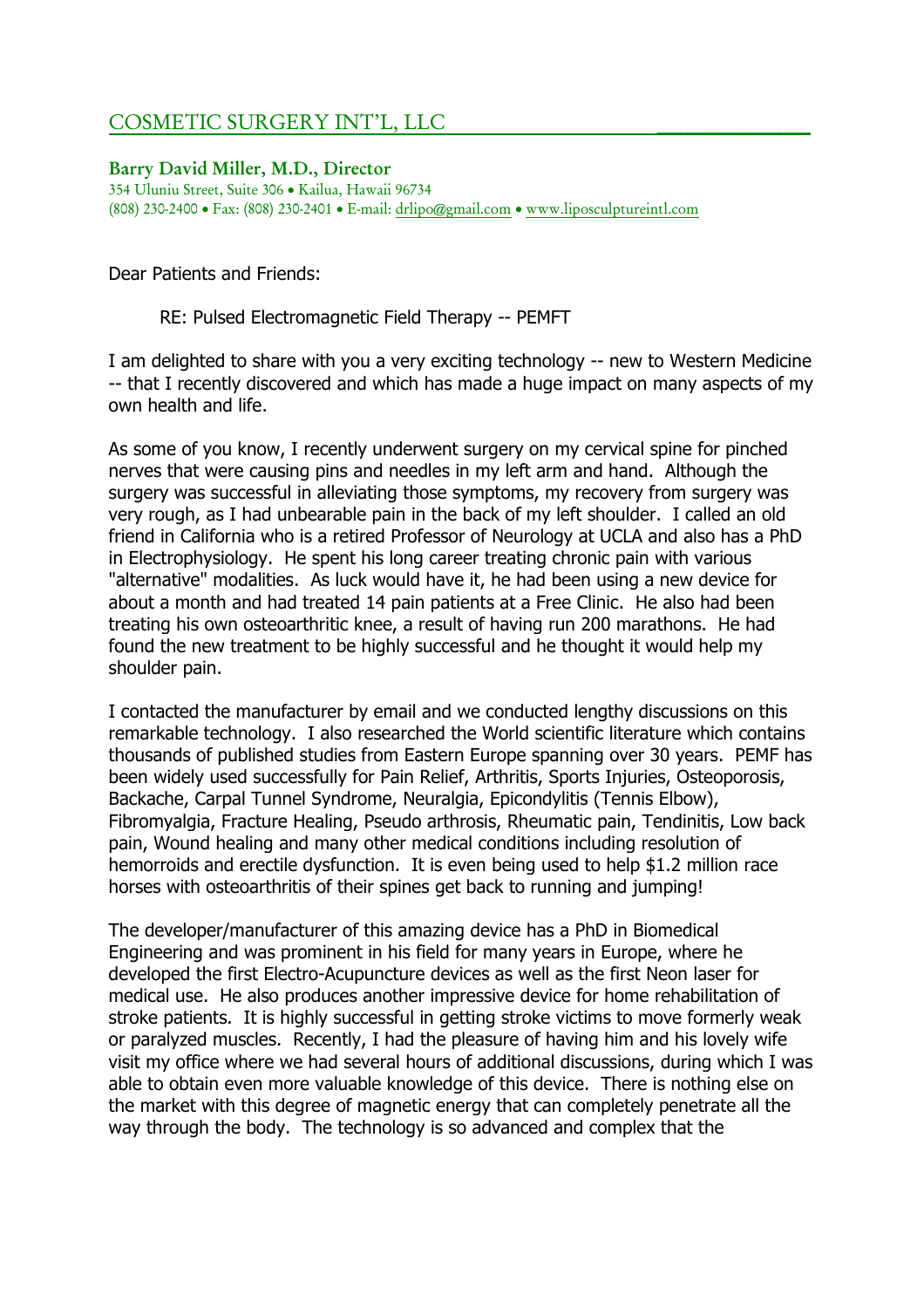COSMETIC SURGERY INT'L, LLC

**Barry David Miller, M.D., Director**
354 Uluniu Street, Suite 306 • Kailua, Hawaii 96734
(808) 230-2400 • Fax: (808) 230-2401 • E-mail: drlipo@gmail.com • www.liposculptureintl.com

Dear Patients and Friends:

RE: Pulsed Electromagnetic Field Therapy -- PEMFT

I am delighted to share with you a very exciting technology -- new to Western Medicine -- that I recently discovered and which has made a huge impact on many aspects of my own health and life.

As some of you know, I recently underwent surgery on my cervical spine for pinched nerves that were causing pins and needles in my left arm and hand. Although the surgery was successful in alleviating those symptoms, my recovery from surgery was very rough, as I had unbearable pain in the back of my left shoulder. I called an old friend in California who is a retired Professor of Neurology at UCLA and also has a PhD in Electrophysiology. He spent his long career treating chronic pain with various "alternative" modalities. As luck would have it, he had been using a new device for about a month and had treated 14 pain patients at a Free Clinic. He also had been treating his own osteoarthritic knee, a result of having run 200 marathons. He had found the new treatment to be highly successful and he thought it would help my shoulder pain.

I contacted the manufacturer by email and we conducted lengthy discussions on this remarkable technology. I also researched the World scientific literature which contains thousands of published studies from Eastern Europe spanning over 30 years. PEMF has been widely used successfully for Pain Relief, Arthritis, Sports Injuries, Osteoporosis, Backache, Carpal Tunnel Syndrome, Neuralgia, Epicondylitis (Tennis Elbow), Fibromyalgia, Fracture Healing, Pseudo arthrosis, Rheumatic pain, Tendinitis, Low back pain, Wound healing and many other medical conditions including resolution of hemorroids and erectile dysfunction. It is even being used to help $1.2 million race horses with osteoarthritis of their spines get back to running and jumping!

The developer/manufacturer of this amazing device has a PhD in Biomedical Engineering and was prominent in his field for many years in Europe, where he developed the first Electro-Acupuncture devices as well as the first Neon laser for medical use. He also produces another impressive device for home rehabilitation of stroke patients. It is highly successful in getting stroke victims to move formerly weak or paralyzed muscles. Recently, I had the pleasure of having him and his lovely wife visit my office where we had several hours of additional discussions, during which I was able to obtain even more valuable knowledge of this device. There is nothing else on the market with this degree of magnetic energy that can completely penetrate all the way through the body. The technology is so advanced and complex that the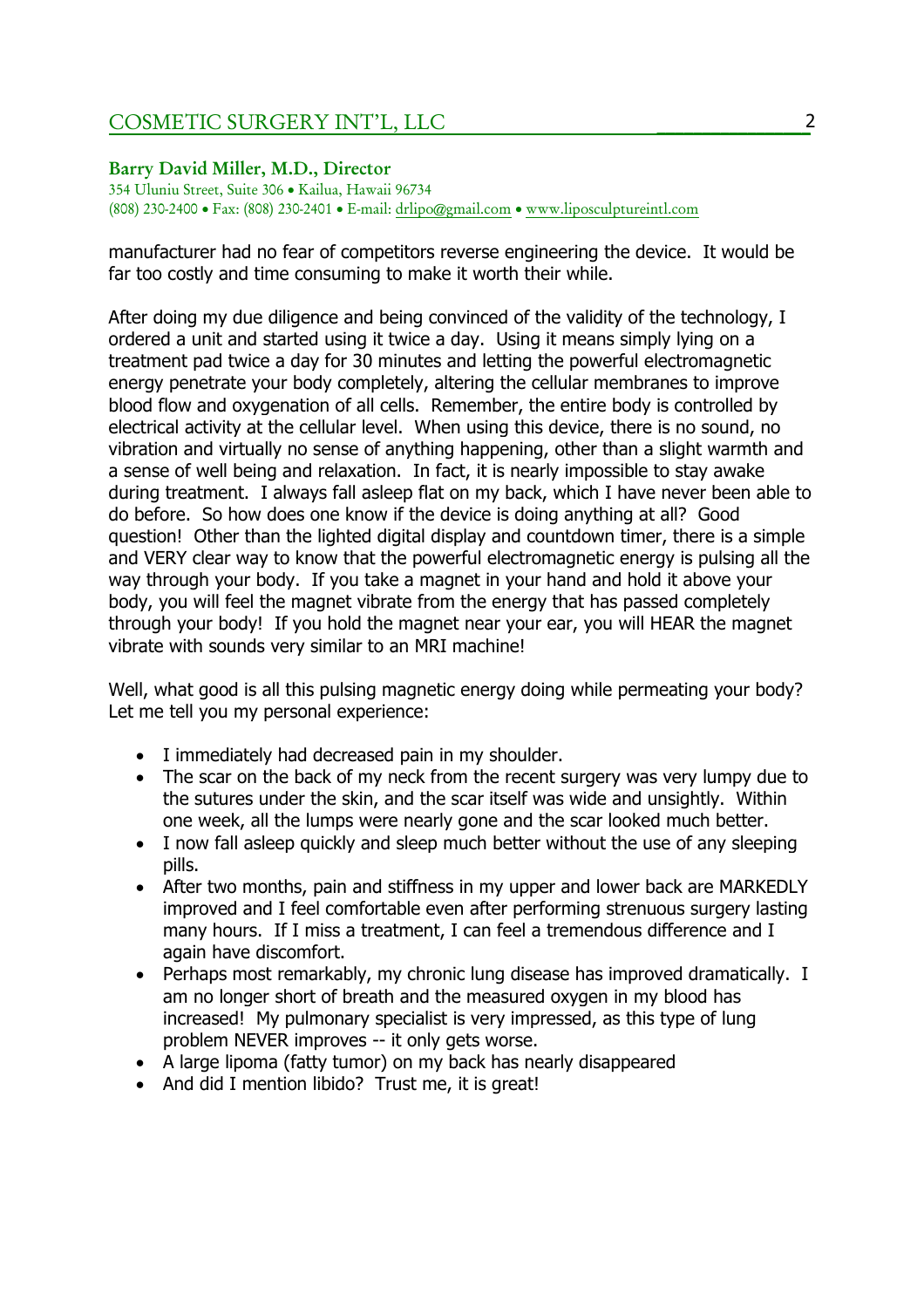manufacturer had no fear of competitors reverse engineering the device. It would be far too costly and time consuming to make it worth their while.

After doing my due diligence and being convinced of the validity of the technology, I ordered a unit and started using it twice a day. Using it means simply lying on a treatment pad twice a day for 30 minutes and letting the powerful electromagnetic energy penetrate your body completely, altering the cellular membranes to improve blood flow and oxygenation of all cells. Remember, the entire body is controlled by electrical activity at the cellular level. When using this device, there is no sound, no vibration and virtually no sense of anything happening, other than a slight warmth and a sense of well being and relaxation. In fact, it is nearly impossible to stay awake during treatment. I always fall asleep flat on my back, which I have never been able to do before. So how does one know if the device is doing anything at all? Good question! Other than the lighted digital display and countdown timer, there is a simple and VERY clear way to know that the powerful electromagnetic energy is pulsing all the way through your body. If you take a magnet in your hand and hold it above your body, you will feel the magnet vibrate from the energy that has passed completely through your body! If you hold the magnet near your ear, you will HEAR the magnet vibrate with sounds very similar to an MRI machine!

Well, what good is all this pulsing magnetic energy doing while permeating your body? Let me tell you my personal experience:

- I immediately had decreased pain in my shoulder.
- The scar on the back of my neck from the recent surgery was very lumpy due to the sutures under the skin, and the scar itself was wide and unsightly. Within one week, all the lumps were nearly gone and the scar looked much better.
- I now fall asleep quickly and sleep much better without the use of any sleeping pills.
- After two months, pain and stiffness in my upper and lower back are MARKEDLY improved and I feel comfortable even after performing strenuous surgery lasting many hours. If I miss a treatment, I can feel a tremendous difference and I again have discomfort.
- Perhaps most remarkably, my chronic lung disease has improved dramatically. I am no longer short of breath and the measured oxygen in my blood has increased! My pulmonary specialist is very impressed, as this type of lung problem NEVER improves -- it only gets worse.
- A large lipoma (fatty tumor) on my back has nearly disappeared
- And did I mention libido? Trust me, it is great!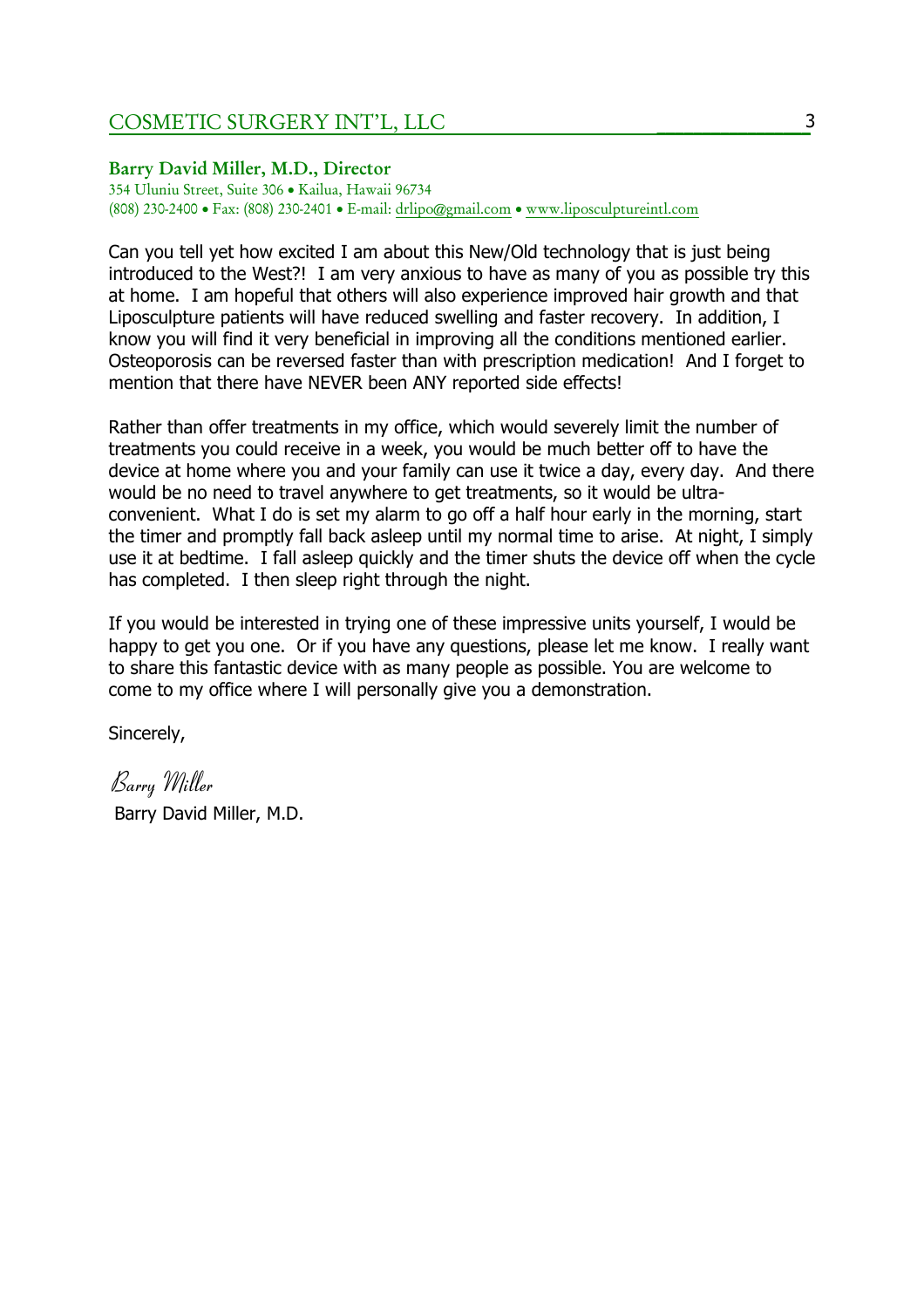**Barry David Miller, M.D., Director**
354 Uluniu Street, Suite 306 • Kailua, Hawaii 96734
(808) 230-2400 • Fax: (808) 230-2401 • E-mail: drlipo@gmail.com • www.liposculptureintl.com

Can you tell yet how excited I am about this New/Old technology that is just being introduced to the West?! I am very anxious to have as many of you as possible try this at home. I am hopeful that others will also experience improved hair growth and that Liposculpture patients will have reduced swelling and faster recovery. In addition, I know you will find it very beneficial in improving all the conditions mentioned earlier. Osteoporosis can be reversed faster than with prescription medication! And I forget to mention that there have NEVER been ANY reported side effects!

Rather than offer treatments in my office, which would severely limit the number of treatments you could receive in a week, you would be much better off to have the device at home where you and your family can use it twice a day, every day. And there would be no need to travel anywhere to get treatments, so it would be ultra-convenient. What I do is set my alarm to go off a half hour early in the morning, start the timer and promptly fall back asleep until my normal time to arise. At night, I simply use it at bedtime. I fall asleep quickly and the timer shuts the device off when the cycle has completed. I then sleep right through the night.

If you would be interested in trying one of these impressive units yourself, I would be happy to get you one. Or if you have any questions, please let me know. I really want to share this fantastic device with as many people as possible. You are welcome to come to my office where I will personally give you a demonstration.

Sincerely,

*Barry Miller*
Barry David Miller, M.D.